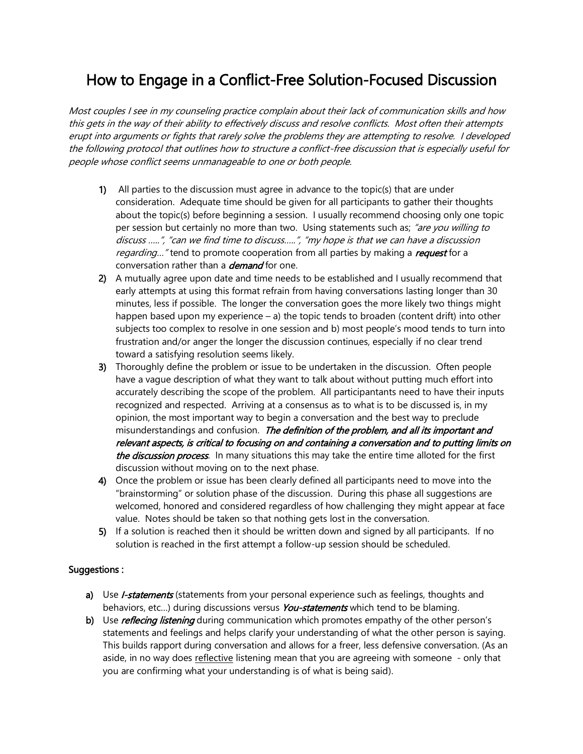# How to Engage in a Conflict-Free Solution-Focused Discussion

*Most couples I see in my counseling practice complain about their lack of communication skills and how this gets in the way of their ability to effectively discuss and resolve conflicts. Most often their attempts erupt into arguments or fights that rarely solve the problems they are attempting to resolve. I developed the following protocol that outlines how to structure a conflict-free discussion that is especially useful for people whose conflict seems unmanageable to one or both people.*

1) All parties to the discussion must agree in advance to the topic(s) that are under consideration. Adequate time should be given for all participants to gather their thoughts about the topic(s) before beginning a session. I usually recommend choosing only one topic per session but certainly no more than two. Using statements such as; *"are you willing to discuss …..", "can we find time to discuss…..", "my hope is that we can have a discussion regarding…"* tend to promote cooperation from all parties by making a ***request*** for a conversation rather than a ***demand*** for one.
2) A mutually agree upon date and time needs to be established and I usually recommend that early attempts at using this format refrain from having conversations lasting longer than 30 minutes, less if possible. The longer the conversation goes the more likely two things might happen based upon my experience – a) the topic tends to broaden (content drift) into other subjects too complex to resolve in one session and b) most people's mood tends to turn into frustration and/or anger the longer the discussion continues, especially if no clear trend toward a satisfying resolution seems likely.
3) Thoroughly define the problem or issue to be undertaken in the discussion. Often people have a vague description of what they want to talk about without putting much effort into accurately describing the scope of the problem. All participantants need to have their inputs recognized and respected. Arriving at a consensus as to what is to be discussed is, in my opinion, the most important way to begin a conversation and the best way to preclude misunderstandings and confusion. ***The definition of the problem, and all its important and relevant aspects, is critical to focusing on and containing a conversation and to putting limits on the discussion process***. In many situations this may take the entire time alloted for the first discussion without moving on to the next phase.
4) Once the problem or issue has been clearly defined all participants need to move into the "brainstorming" or solution phase of the discussion. During this phase all suggestions are welcomed, honored and considered regardless of how challenging they might appear at face value. Notes should be taken so that nothing gets lost in the conversation.
5) If a solution is reached then it should be written down and signed by all participants. If no solution is reached in the first attempt a follow-up session should be scheduled.

## Suggestions :

a) Use ***I-statements*** (statements from your personal experience such as feelings, thoughts and behaviors, etc…) during discussions versus ***You-statements*** which tend to be blaming.
b) Use ***reflecing listening*** during communication which promotes empathy of the other person's statements and feelings and helps clarify your understanding of what the other person is saying. This builds rapport during conversation and allows for a freer, less defensive conversation. (As an aside, in no way does <u>reflective</u> listening mean that you are agreeing with someone - only that you are confirming what your understanding is of what is being said).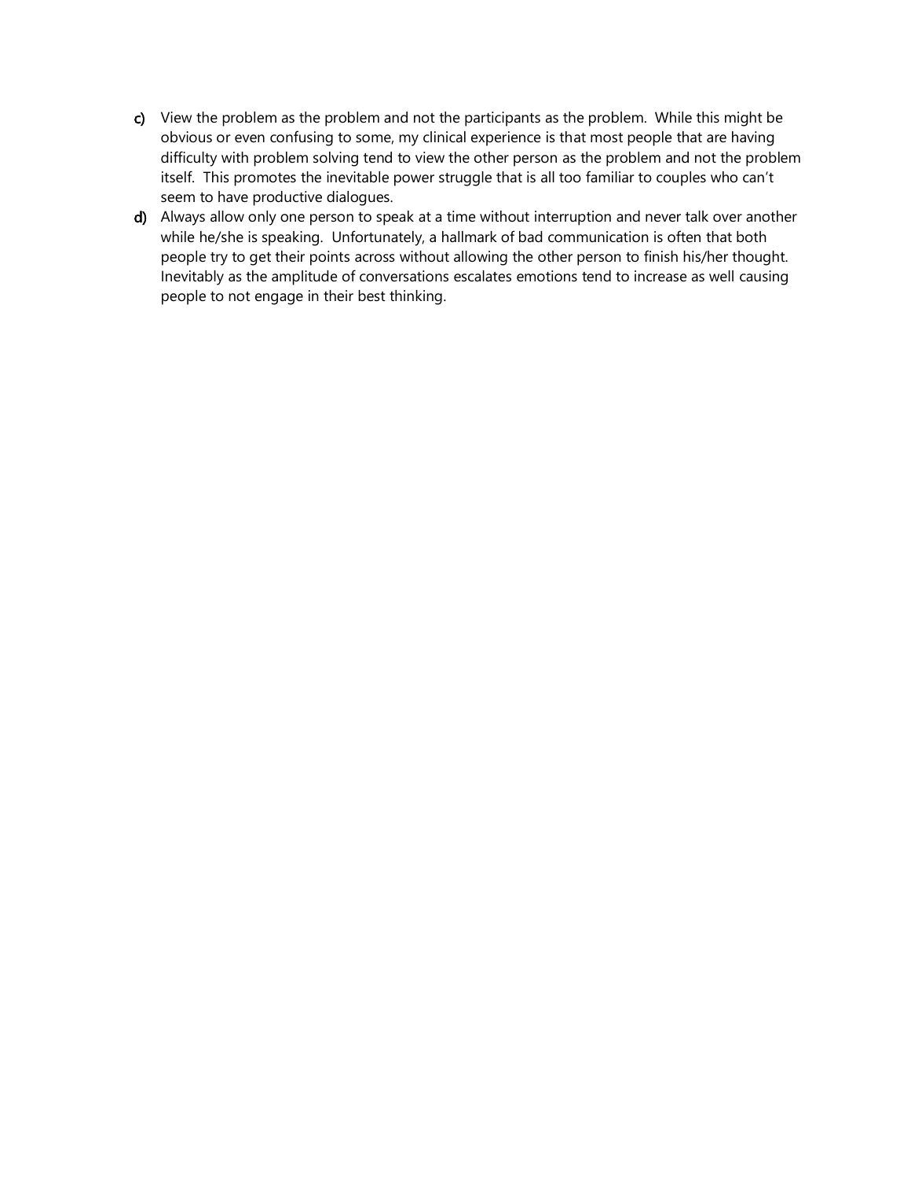c) View the problem as the problem and not the participants as the problem. While this might be obvious or even confusing to some, my clinical experience is that most people that are having difficulty with problem solving tend to view the other person as the problem and not the problem itself. This promotes the inevitable power struggle that is all too familiar to couples who can't seem to have productive dialogues.

d) Always allow only one person to speak at a time without interruption and never talk over another while he/she is speaking. Unfortunately, a hallmark of bad communication is often that both people try to get their points across without allowing the other person to finish his/her thought. Inevitably as the amplitude of conversations escalates emotions tend to increase as well causing people to not engage in their best thinking.